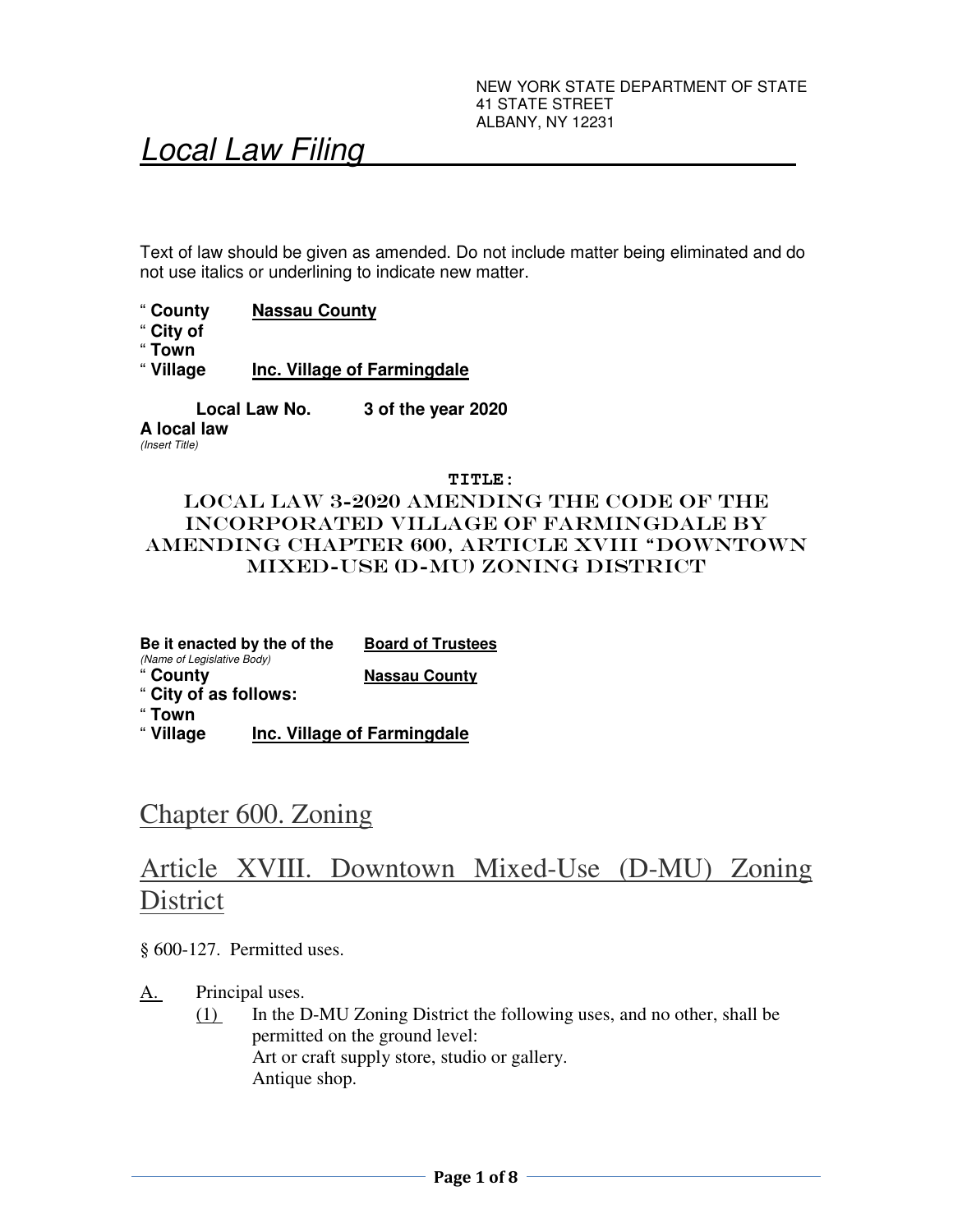NEW YORK STATE DEPARTMENT OF STATE
41 STATE STREET
ALBANY, NY 12231

# Local Law Filing

Text of law should be given as amended. Do not include matter being eliminated and do not use italics or underlining to indicate new matter.

" **County** **Nassau County**
" **City of**
" **Town**
" **Village** **Inc. Village of Farmingdale**

**Local Law No. 3 of the year 2020**

**A local law**
*(Insert Title)*

**TITLE:**

**LOCAL LAW 3-2020 AMENDING THE CODE OF THE INCORPORATED VILLAGE OF FARMINGDALE BY AMENDING CHAPTER 600, ARTICLE XVIII "DOWNTOWN MIXED-USE (D-MU) ZONING DISTRICT**

**Be it enacted by the of the** **Board of Trustees**
*(Name of Legislative Body)*
" **County** **Nassau County**
" **City of as follows:**
" **Town**
" **Village** **Inc. Village of Farmingdale**

## Chapter 600. Zoning

## Article XVIII. Downtown Mixed-Use (D-MU) Zoning District

§ 600-127. Permitted uses.

A. Principal uses.

(1) In the D-MU Zoning District the following uses, and no other, shall be permitted on the ground level:
Art or craft supply store, studio or gallery.
Antique shop.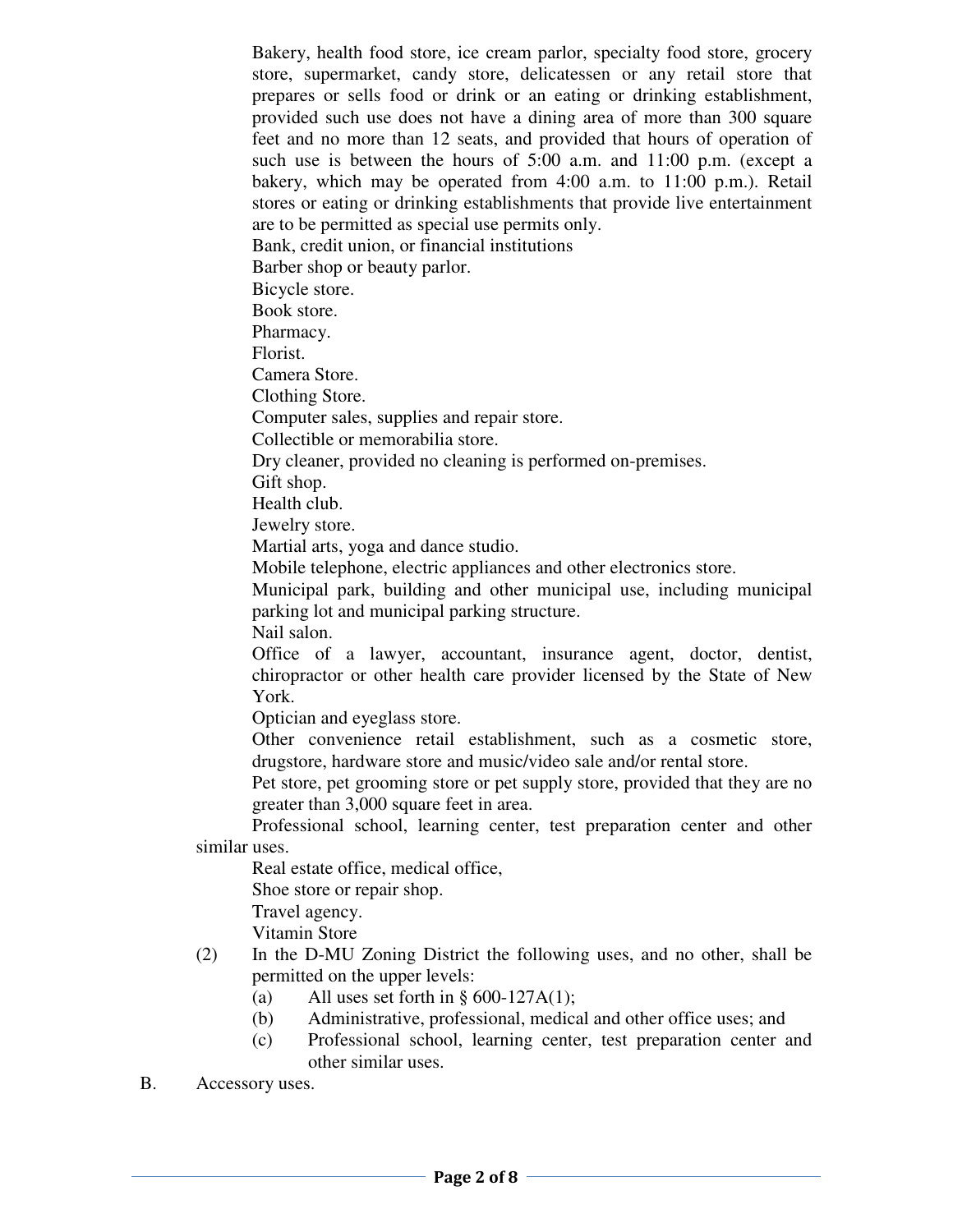Bakery, health food store, ice cream parlor, specialty food store, grocery store, supermarket, candy store, delicatessen or any retail store that prepares or sells food or drink or an eating or drinking establishment, provided such use does not have a dining area of more than 300 square feet and no more than 12 seats, and provided that hours of operation of such use is between the hours of 5:00 a.m. and 11:00 p.m. (except a bakery, which may be operated from 4:00 a.m. to 11:00 p.m.). Retail stores or eating or drinking establishments that provide live entertainment are to be permitted as special use permits only.

Bank, credit union, or financial institutions

Barber shop or beauty parlor.

Bicycle store.

Book store.

Pharmacy.

Florist.

Camera Store.

Clothing Store.

Computer sales, supplies and repair store.

Collectible or memorabilia store.

Dry cleaner, provided no cleaning is performed on-premises.

Gift shop.

Health club.

Jewelry store.

Martial arts, yoga and dance studio.

Mobile telephone, electric appliances and other electronics store.

Municipal park, building and other municipal use, including municipal parking lot and municipal parking structure.

Nail salon.

Office of a lawyer, accountant, insurance agent, doctor, dentist, chiropractor or other health care provider licensed by the State of New York.

Optician and eyeglass store.

Other convenience retail establishment, such as a cosmetic store, drugstore, hardware store and music/video sale and/or rental store.

Pet store, pet grooming store or pet supply store, provided that they are no greater than 3,000 square feet in area.

Professional school, learning center, test preparation center and other similar uses.

Real estate office, medical office,

Shoe store or repair shop.

Travel agency.

Vitamin Store

(2) In the D-MU Zoning District the following uses, and no other, shall be permitted on the upper levels:

(a) All uses set forth in § 600-127A(1);

(b) Administrative, professional, medical and other office uses; and

(c) Professional school, learning center, test preparation center and other similar uses.

B. Accessory uses.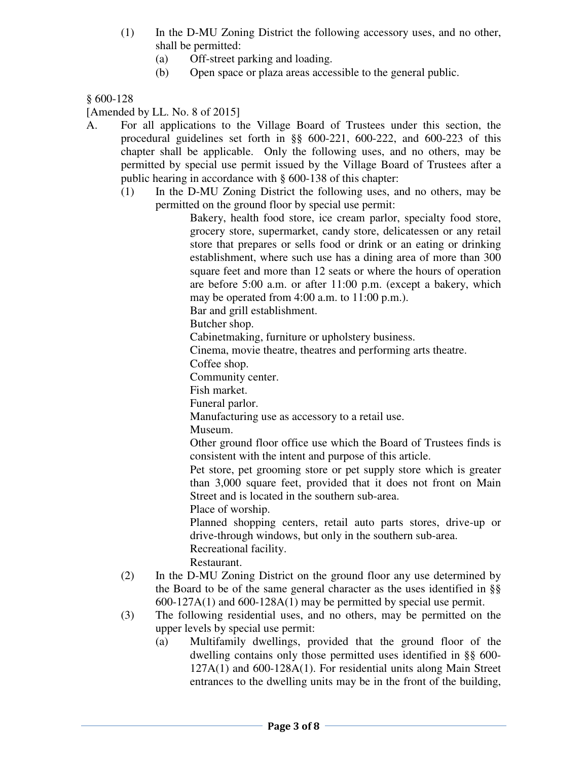(1) In the D-MU Zoning District the following accessory uses, and no other, shall be permitted:

   (a) Off-street parking and loading.

   (b) Open space or plaza areas accessible to the general public.

§ 600-128

[Amended by LL. No. 8 of 2015]

A. For all applications to the Village Board of Trustees under this section, the procedural guidelines set forth in §§ 600-221, 600-222, and 600-223 of this chapter shall be applicable. Only the following uses, and no others, may be permitted by special use permit issued by the Village Board of Trustees after a public hearing in accordance with § 600-138 of this chapter:

   (1) In the D-MU Zoning District the following uses, and no others, may be permitted on the ground floor by special use permit:

      Bakery, health food store, ice cream parlor, specialty food store, grocery store, supermarket, candy store, delicatessen or any retail store that prepares or sells food or drink or an eating or drinking establishment, where such use has a dining area of more than 300 square feet and more than 12 seats or where the hours of operation are before 5:00 a.m. or after 11:00 p.m. (except a bakery, which may be operated from 4:00 a.m. to 11:00 p.m.).

      Bar and grill establishment.

      Butcher shop.

      Cabinetmaking, furniture or upholstery business.

      Cinema, movie theatre, theatres and performing arts theatre.

      Coffee shop.

      Community center.

      Fish market.

      Funeral parlor.

      Manufacturing use as accessory to a retail use.

      Museum.

      Other ground floor office use which the Board of Trustees finds is consistent with the intent and purpose of this article.

      Pet store, pet grooming store or pet supply store which is greater than 3,000 square feet, provided that it does not front on Main Street and is located in the southern sub-area.

      Place of worship.

      Planned shopping centers, retail auto parts stores, drive-up or drive-through windows, but only in the southern sub-area.

      Recreational facility.

      Restaurant.

   (2) In the D-MU Zoning District on the ground floor any use determined by the Board to be of the same general character as the uses identified in §§ 600-127A(1) and 600-128A(1) may be permitted by special use permit.

   (3) The following residential uses, and no others, may be permitted on the upper levels by special use permit:

      (a) Multifamily dwellings, provided that the ground floor of the dwelling contains only those permitted uses identified in §§ 600-127A(1) and 600-128A(1). For residential units along Main Street entrances to the dwelling units may be in the front of the building,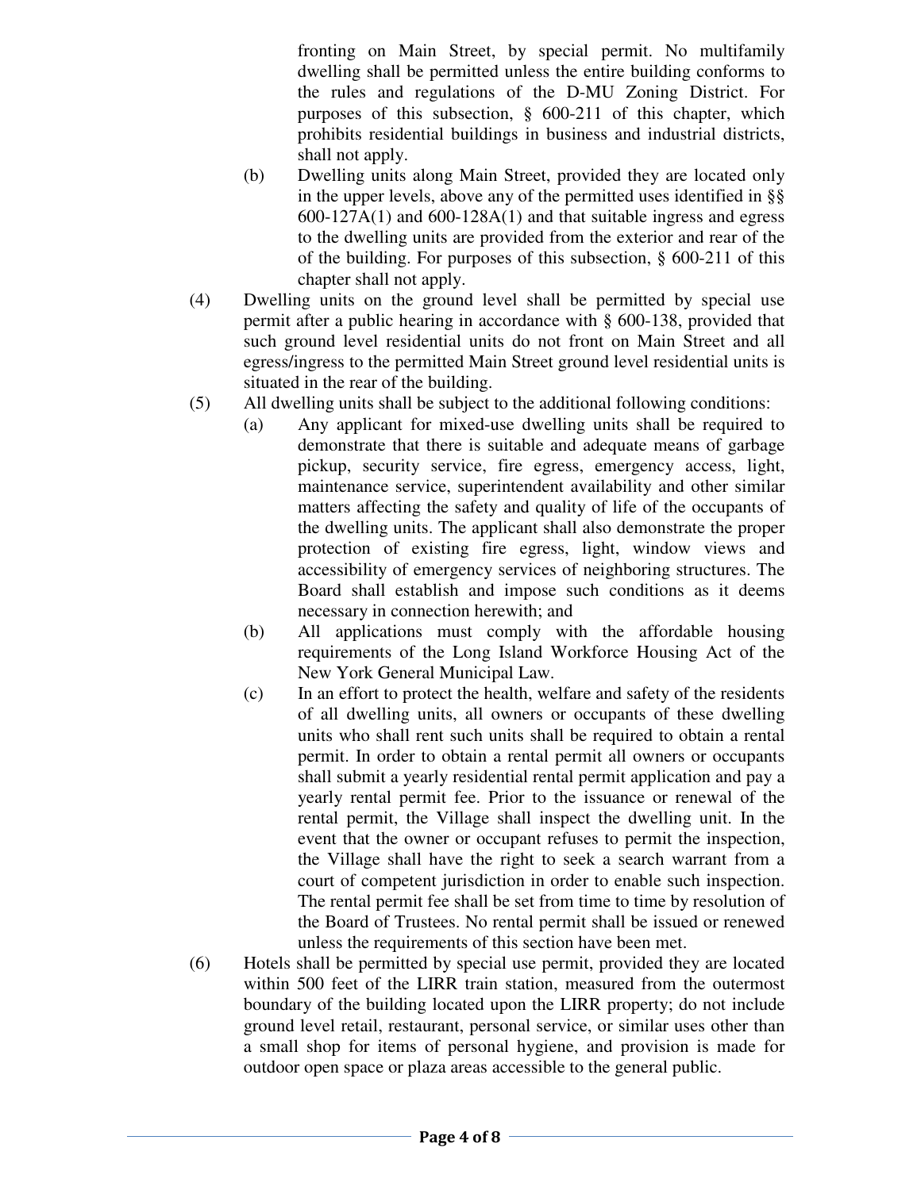fronting on Main Street, by special permit. No multifamily dwelling shall be permitted unless the entire building conforms to the rules and regulations of the D-MU Zoning District. For purposes of this subsection, § 600-211 of this chapter, which prohibits residential buildings in business and industrial districts, shall not apply.

(b) Dwelling units along Main Street, provided they are located only in the upper levels, above any of the permitted uses identified in §§ 600-127A(1) and 600-128A(1) and that suitable ingress and egress to the dwelling units are provided from the exterior and rear of the of the building. For purposes of this subsection, § 600-211 of this chapter shall not apply.

(4) Dwelling units on the ground level shall be permitted by special use permit after a public hearing in accordance with § 600-138, provided that such ground level residential units do not front on Main Street and all egress/ingress to the permitted Main Street ground level residential units is situated in the rear of the building.

(5) All dwelling units shall be subject to the additional following conditions:

(a) Any applicant for mixed-use dwelling units shall be required to demonstrate that there is suitable and adequate means of garbage pickup, security service, fire egress, emergency access, light, maintenance service, superintendent availability and other similar matters affecting the safety and quality of life of the occupants of the dwelling units. The applicant shall also demonstrate the proper protection of existing fire egress, light, window views and accessibility of emergency services of neighboring structures. The Board shall establish and impose such conditions as it deems necessary in connection herewith; and

(b) All applications must comply with the affordable housing requirements of the Long Island Workforce Housing Act of the New York General Municipal Law.

(c) In an effort to protect the health, welfare and safety of the residents of all dwelling units, all owners or occupants of these dwelling units who shall rent such units shall be required to obtain a rental permit. In order to obtain a rental permit all owners or occupants shall submit a yearly residential rental permit application and pay a yearly rental permit fee. Prior to the issuance or renewal of the rental permit, the Village shall inspect the dwelling unit. In the event that the owner or occupant refuses to permit the inspection, the Village shall have the right to seek a search warrant from a court of competent jurisdiction in order to enable such inspection. The rental permit fee shall be set from time to time by resolution of the Board of Trustees. No rental permit shall be issued or renewed unless the requirements of this section have been met.

(6) Hotels shall be permitted by special use permit, provided they are located within 500 feet of the LIRR train station, measured from the outermost boundary of the building located upon the LIRR property; do not include ground level retail, restaurant, personal service, or similar uses other than a small shop for items of personal hygiene, and provision is made for outdoor open space or plaza areas accessible to the general public.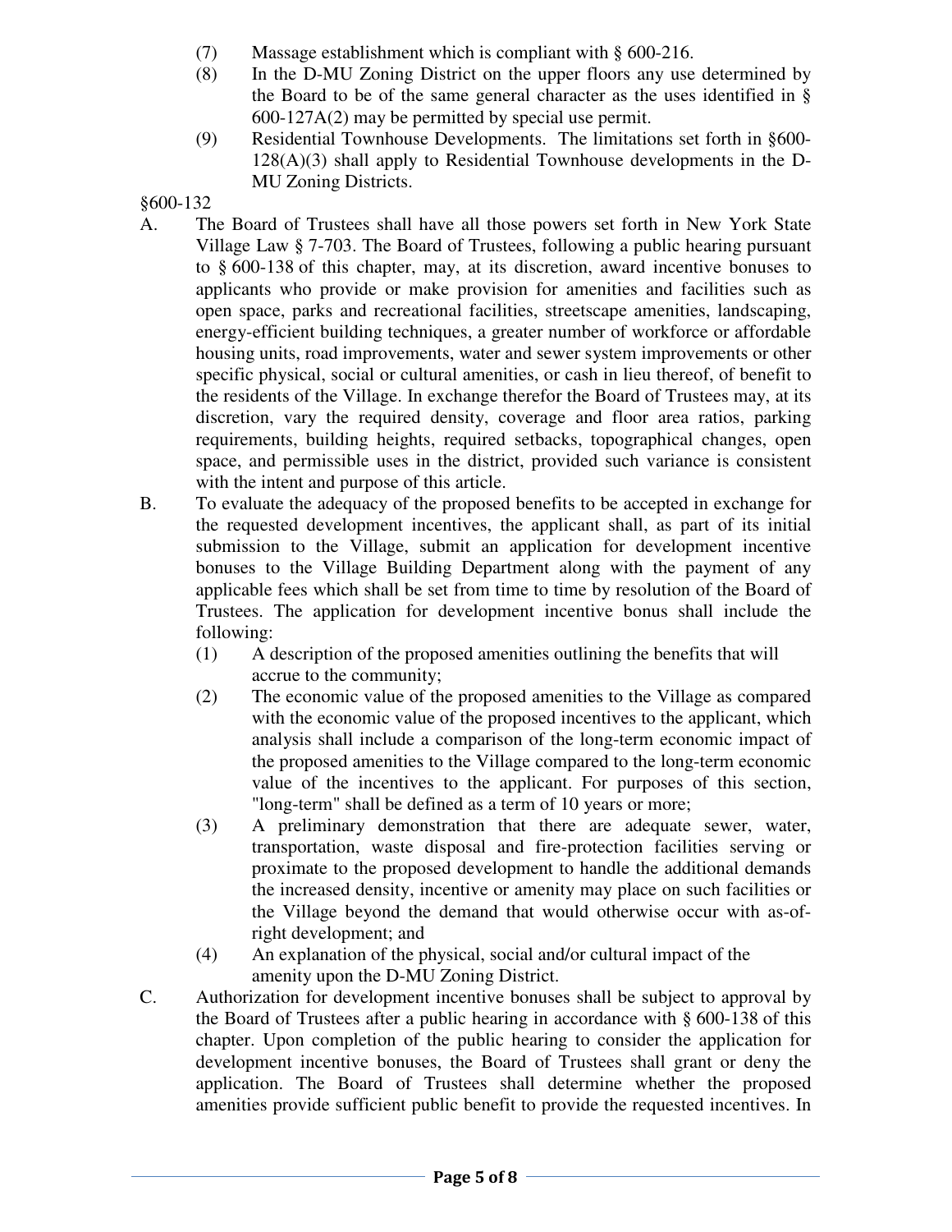(7) Massage establishment which is compliant with § 600-216.

(8) In the D-MU Zoning District on the upper floors any use determined by the Board to be of the same general character as the uses identified in § 600-127A(2) may be permitted by special use permit.

(9) Residential Townhouse Developments. The limitations set forth in §600-128(A)(3) shall apply to Residential Townhouse developments in the D-MU Zoning Districts.

§600-132

A. The Board of Trustees shall have all those powers set forth in New York State Village Law § 7-703. The Board of Trustees, following a public hearing pursuant to § 600-138 of this chapter, may, at its discretion, award incentive bonuses to applicants who provide or make provision for amenities and facilities such as open space, parks and recreational facilities, streetscape amenities, landscaping, energy-efficient building techniques, a greater number of workforce or affordable housing units, road improvements, water and sewer system improvements or other specific physical, social or cultural amenities, or cash in lieu thereof, of benefit to the residents of the Village. In exchange therefor the Board of Trustees may, at its discretion, vary the required density, coverage and floor area ratios, parking requirements, building heights, required setbacks, topographical changes, open space, and permissible uses in the district, provided such variance is consistent with the intent and purpose of this article.

B. To evaluate the adequacy of the proposed benefits to be accepted in exchange for the requested development incentives, the applicant shall, as part of its initial submission to the Village, submit an application for development incentive bonuses to the Village Building Department along with the payment of any applicable fees which shall be set from time to time by resolution of the Board of Trustees. The application for development incentive bonus shall include the following:

   (1) A description of the proposed amenities outlining the benefits that will accrue to the community;

   (2) The economic value of the proposed amenities to the Village as compared with the economic value of the proposed incentives to the applicant, which analysis shall include a comparison of the long-term economic impact of the proposed amenities to the Village compared to the long-term economic value of the incentives to the applicant. For purposes of this section, "long-term" shall be defined as a term of 10 years or more;

   (3) A preliminary demonstration that there are adequate sewer, water, transportation, waste disposal and fire-protection facilities serving or proximate to the proposed development to handle the additional demands the increased density, incentive or amenity may place on such facilities or the Village beyond the demand that would otherwise occur with as-of-right development; and

   (4) An explanation of the physical, social and/or cultural impact of the amenity upon the D-MU Zoning District.

C. Authorization for development incentive bonuses shall be subject to approval by the Board of Trustees after a public hearing in accordance with § 600-138 of this chapter. Upon completion of the public hearing to consider the application for development incentive bonuses, the Board of Trustees shall grant or deny the application. The Board of Trustees shall determine whether the proposed amenities provide sufficient public benefit to provide the requested incentives. In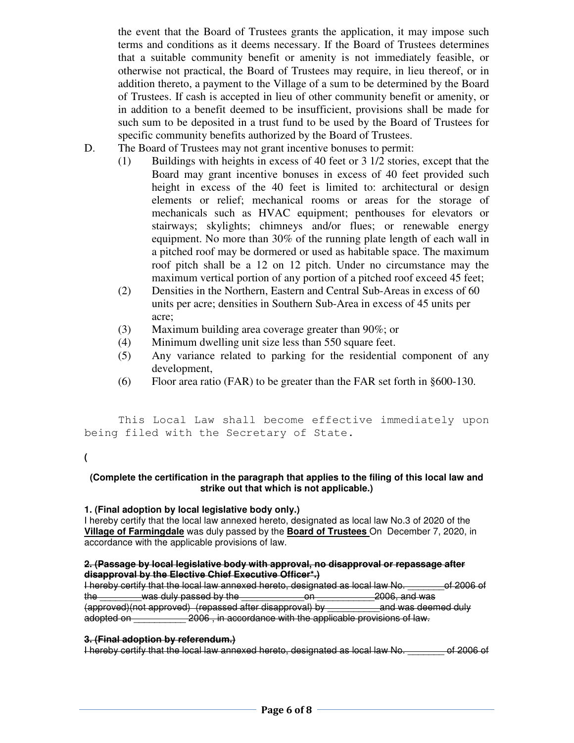the event that the Board of Trustees grants the application, it may impose such terms and conditions as it deems necessary. If the Board of Trustees determines that a suitable community benefit or amenity is not immediately feasible, or otherwise not practical, the Board of Trustees may require, in lieu thereof, or in addition thereto, a payment to the Village of a sum to be determined by the Board of Trustees. If cash is accepted in lieu of other community benefit or amenity, or in addition to a benefit deemed to be insufficient, provisions shall be made for such sum to be deposited in a trust fund to be used by the Board of Trustees for specific community benefits authorized by the Board of Trustees.

D. The Board of Trustees may not grant incentive bonuses to permit:

(1) Buildings with heights in excess of 40 feet or 3 1/2 stories, except that the Board may grant incentive bonuses in excess of 40 feet provided such height in excess of the 40 feet is limited to: architectural or design elements or relief; mechanical rooms or areas for the storage of mechanicals such as HVAC equipment; penthouses for elevators or stairways; skylights; chimneys and/or flues; or renewable energy equipment. No more than 30% of the running plate length of each wall in a pitched roof may be dormered or used as habitable space. The maximum roof pitch shall be a 12 on 12 pitch. Under no circumstance may the maximum vertical portion of any portion of a pitched roof exceed 45 feet;

(2) Densities in the Northern, Eastern and Central Sub-Areas in excess of 60 units per acre; densities in Southern Sub-Area in excess of 45 units per acre;

(3) Maximum building area coverage greater than 90%; or

(4) Minimum dwelling unit size less than 550 square feet.

(5) Any variance related to parking for the residential component of any development,

(6) Floor area ratio (FAR) to be greater than the FAR set forth in §600-130.

This Local Law shall become effective immediately upon being filed with the Secretary of State.

(

**(Complete the certification in the paragraph that applies to the filing of this local law and strike out that which is not applicable.)**

**1. (Final adoption by local legislative body only.)**

I hereby certify that the local law annexed hereto, designated as local law No.3 of 2020 of the **Village of Farmingdale** was duly passed by the **Board of Trustees** On December 7, 2020, in accordance with the applicable provisions of law.

~~**2. (Passage by local legislative body with approval, no disapproval or repassage after disapproval by the Elective Chief Executive Officer*.)**~~

~~I hereby certify that the local law annexed hereto, designated as local law No. _______ of 2006 of the ________ was duly passed by the ____________ on ___________ 2006, and was (approved)(not approved) (repassed after disapproval) by __________ and was deemed duly adopted on __________ 2006 , in accordance with the applicable provisions of law.~~

~~**3. (Final adoption by referendum.)**~~

~~I hereby certify that the local law annexed hereto, designated as local law No. _______ of 2006 of~~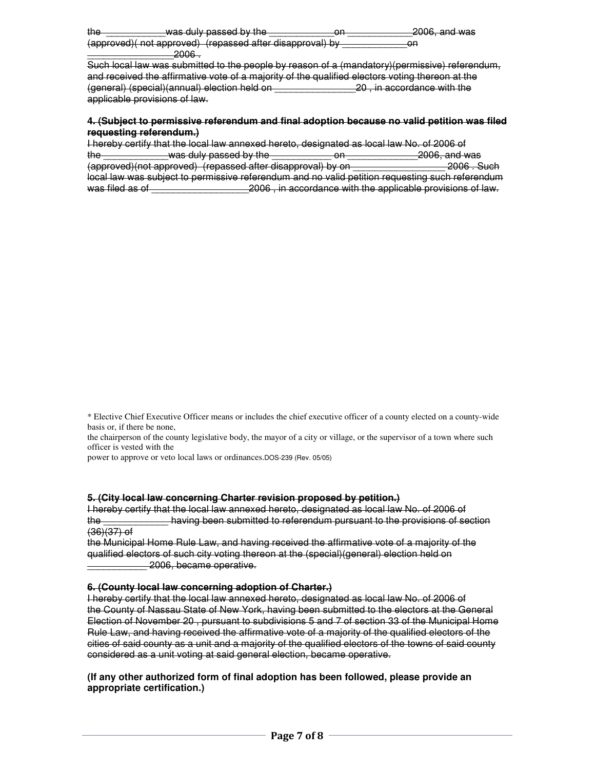~~the ___________was duly passed by the ____________on ____________2006, and was (approved)( not approved) (repassed after disapproval) by ____________on ________________2006 .~~

~~Such local law was submitted to the people by reason of a (mandatory)(permissive) referendum, and received the affirmative vote of a majority of the qualified electors voting thereon at the (general) (special)(annual) election held on _______________20 , in accordance with the applicable provisions of law.~~

**~~4. (Subject to permissive referendum and final adoption because no valid petition was filed requesting referendum.)~~**

~~I hereby certify that the local law annexed hereto, designated as local law No. of 2006 of the ____________was duly passed by the ___________ on _____________2006, and was (approved)(not approved) (repassed after disapproval) by on _________________ 2006 . Such local law was subject to permissive referendum and no valid petition requesting such referendum was filed as of __________________2006 , in accordance with the applicable provisions of law.~~

* Elective Chief Executive Officer means or includes the chief executive officer of a county elected on a county-wide basis or, if there be none,
the chairperson of the county legislative body, the mayor of a city or village, or the supervisor of a town where such officer is vested with the
power to approve or veto local laws or ordinances.DOS-239 (Rev. 05/05)

**~~5. (City local law concerning Charter revision proposed by petition.)~~**

~~I hereby certify that the local law annexed hereto, designated as local law No. of 2006 of the ____________ having been submitted to referendum pursuant to the provisions of section (36)(37) of the Municipal Home Rule Law, and having received the affirmative vote of a majority of the qualified electors of such city voting thereon at the (special)(general) election held on ___________ 2006, became operative.~~

**~~6. (County local law concerning adoption of Charter.)~~**

~~I hereby certify that the local law annexed hereto, designated as local law No. of 2006 of the County of Nassau State of New York, having been submitted to the electors at the General Election of November 20 , pursuant to subdivisions 5 and 7 of section 33 of the Municipal Home Rule Law, and having received the affirmative vote of a majority of the qualified electors of the cities of said county as a unit and a majority of the qualified electors of the towns of said county considered as a unit voting at said general election, became operative.~~

**(If any other authorized form of final adoption has been followed, please provide an appropriate certification.)**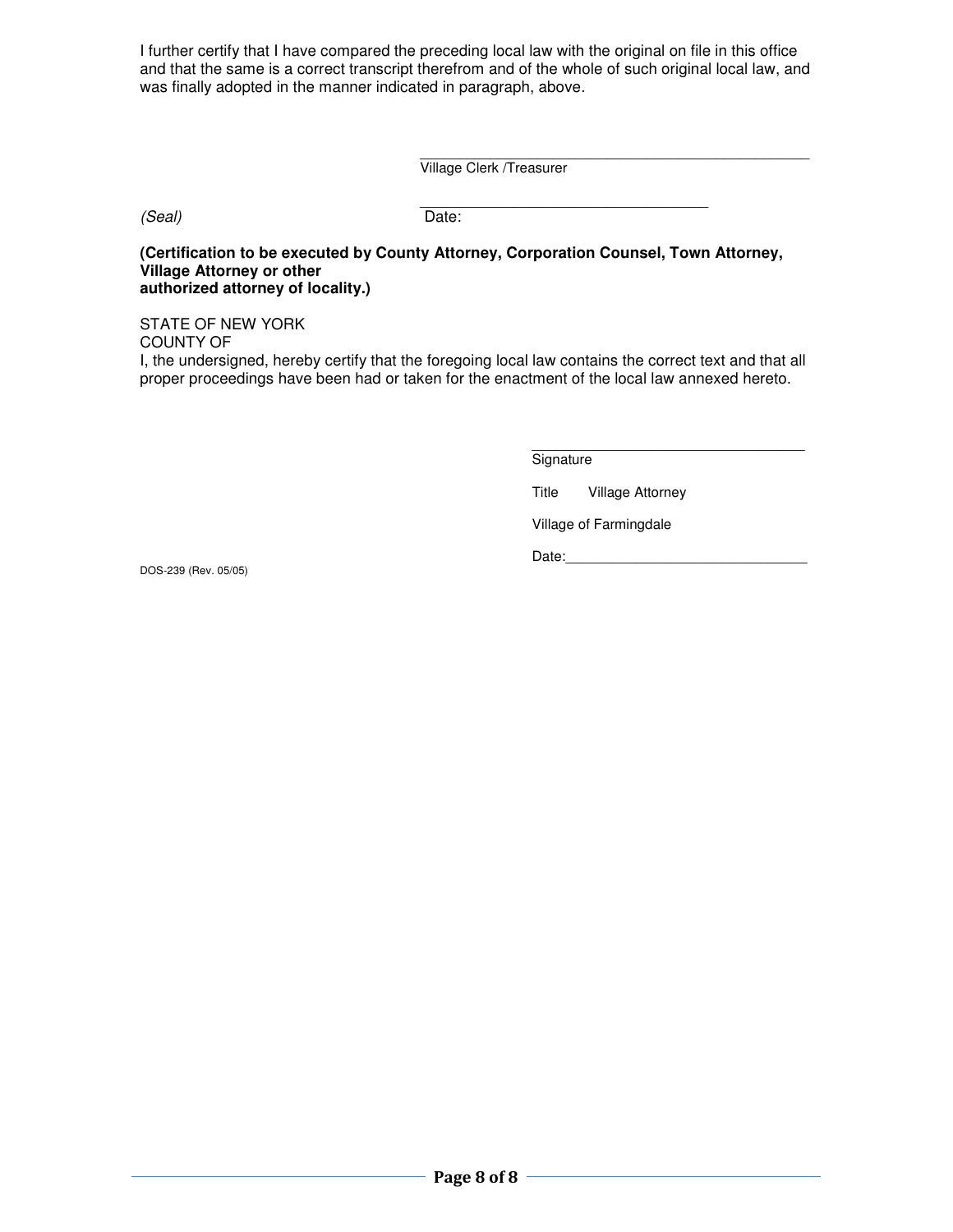I further certify that I have compared the preceding local law with the original on file in this office and that the same is a correct transcript therefrom and of the whole of such original local law, and was finally adopted in the manner indicated in paragraph, above.

\_\_\_\_\_\_\_\_\_\_\_\_\_\_\_\_\_\_\_\_\_\_\_\_\_\_\_\_\_\_\_\_\_\_\_\_\_\_\_\_\_\_

Village Clerk /Treasurer

\_\_\_\_\_\_\_\_\_\_\_\_\_\_\_\_\_\_\_\_\_\_\_\_\_\_\_\_\_\_\_\_\_\_

*(Seal)* Date:

**(Certification to be executed by County Attorney, Corporation Counsel, Town Attorney, Village Attorney or other authorized attorney of locality.)**

STATE OF NEW YORK
COUNTY OF

I, the undersigned, hereby certify that the foregoing local law contains the correct text and that all proper proceedings have been had or taken for the enactment of the local law annexed hereto.

\_\_\_\_\_\_\_\_\_\_\_\_\_\_\_\_\_\_\_\_\_\_\_\_\_\_\_\_\_\_\_\_\_\_

Signature

Title Village Attorney

Village of Farmingdale

Date:\_\_\_\_\_\_\_\_\_\_\_\_\_\_\_\_\_\_\_\_\_\_\_\_\_\_\_\_\_\_

DOS-239 (Rev. 05/05)